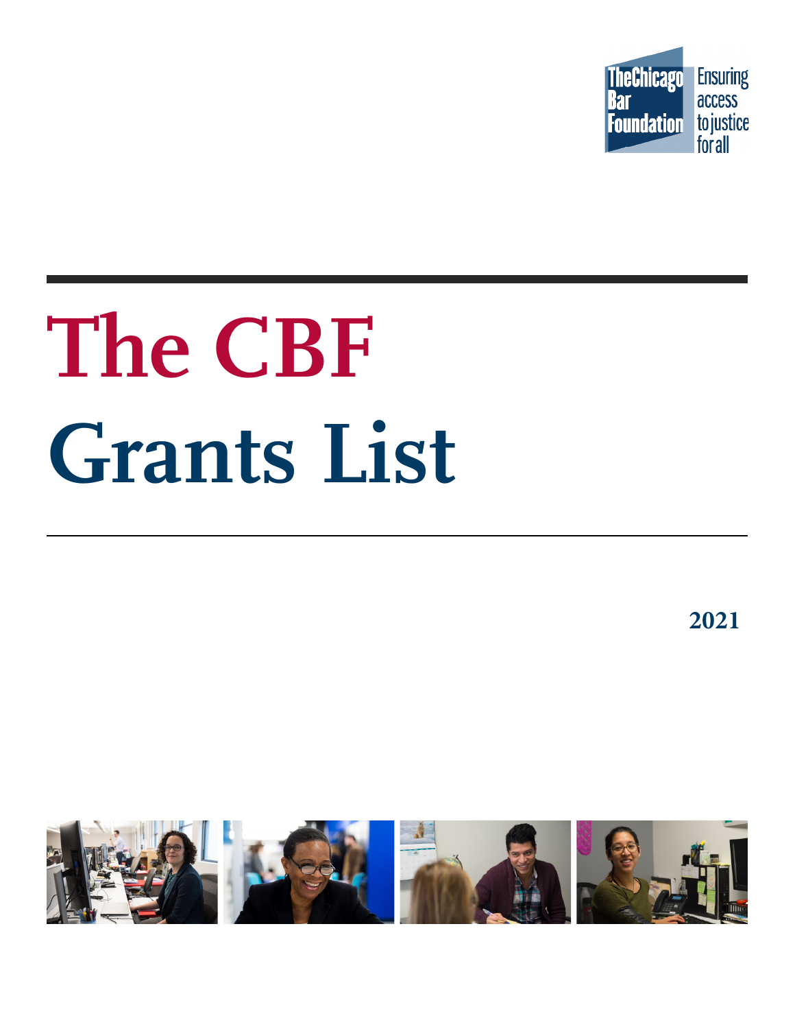The Chicago Bar Foundation

Ensuring access to justice for all

# The CBF Grants List

**2021**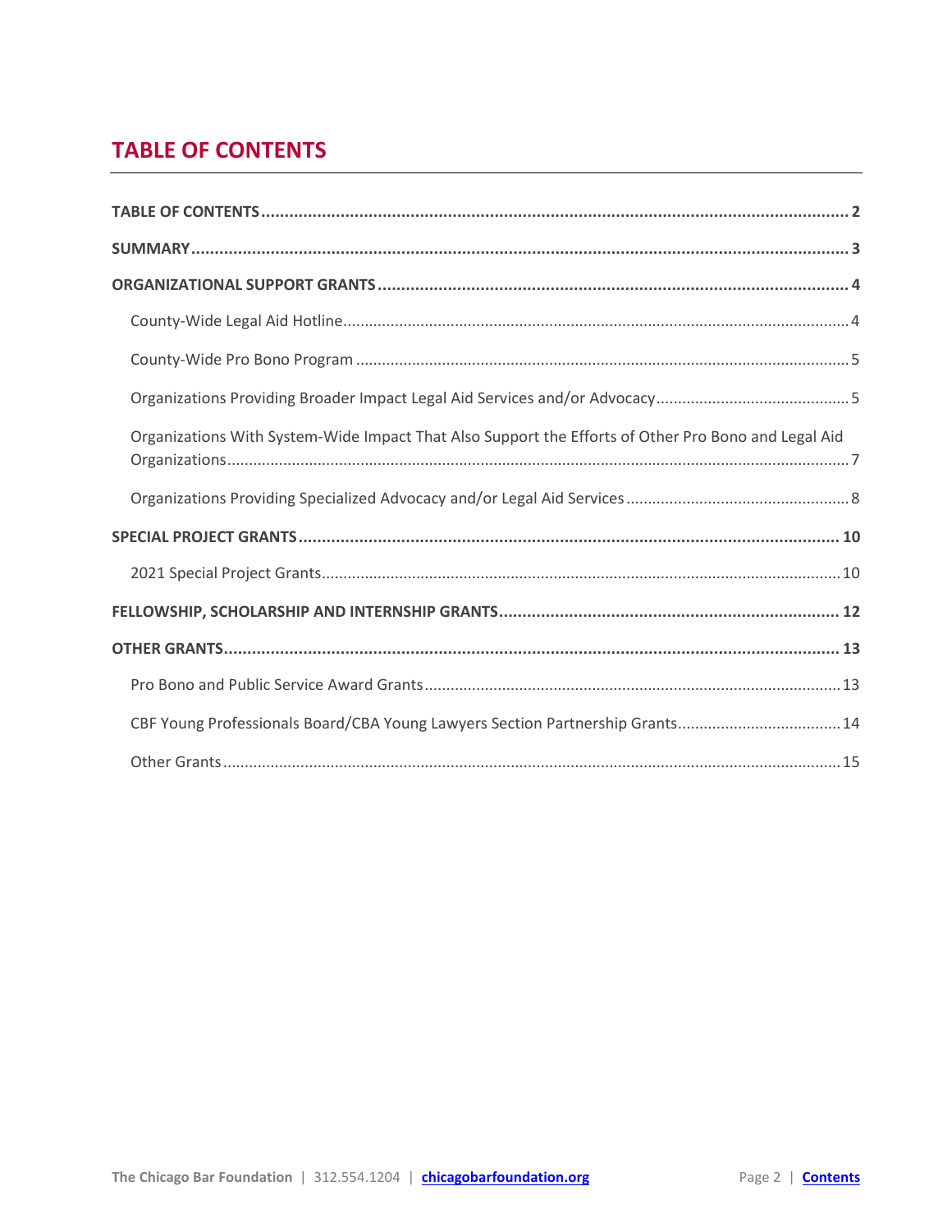# TABLE OF CONTENTS

**TABLE OF CONTENTS** .......... **2**

**SUMMARY** .......... **3**

**ORGANIZATIONAL SUPPORT GRANTS** .......... **4**

- County-Wide Legal Aid Hotline .......... 4
- County-Wide Pro Bono Program .......... 5
- Organizations Providing Broader Impact Legal Aid Services and/or Advocacy .......... 5
- Organizations With System-Wide Impact That Also Support the Efforts of Other Pro Bono and Legal Aid Organizations .......... 7
- Organizations Providing Specialized Advocacy and/or Legal Aid Services .......... 8

**SPECIAL PROJECT GRANTS** .......... **10**

- 2021 Special Project Grants .......... 10

**FELLOWSHIP, SCHOLARSHIP AND INTERNSHIP GRANTS** .......... **12**

**OTHER GRANTS** .......... **13**

- Pro Bono and Public Service Award Grants .......... 13
- CBF Young Professionals Board/CBA Young Lawyers Section Partnership Grants .......... 14
- Other Grants .......... 15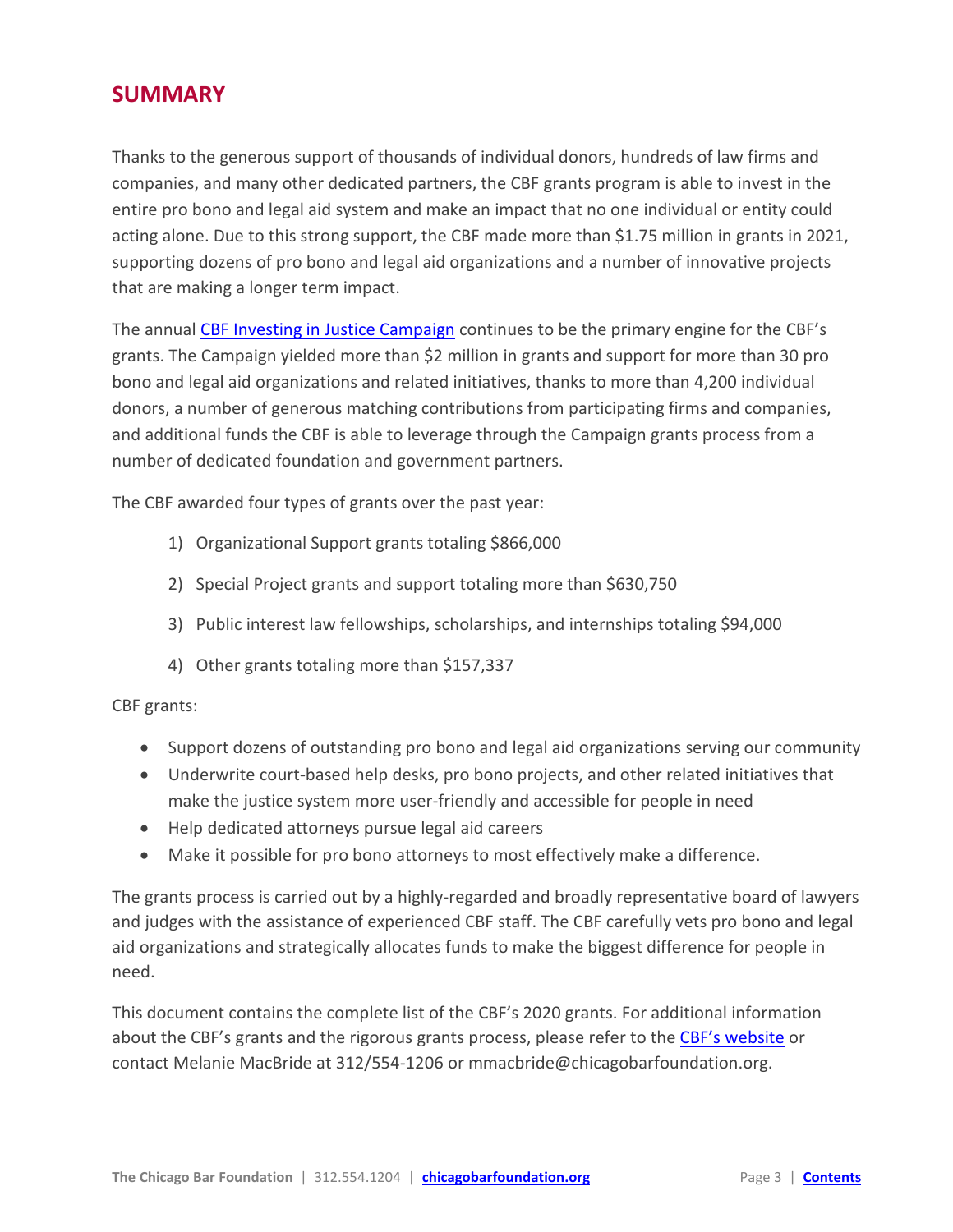## SUMMARY

Thanks to the generous support of thousands of individual donors, hundreds of law firms and companies, and many other dedicated partners, the CBF grants program is able to invest in the entire pro bono and legal aid system and make an impact that no one individual or entity could acting alone. Due to this strong support, the CBF made more than $1.75 million in grants in 2021, supporting dozens of pro bono and legal aid organizations and a number of innovative projects that are making a longer term impact.

The annual CBF Investing in Justice Campaign continues to be the primary engine for the CBF's grants. The Campaign yielded more than $2 million in grants and support for more than 30 pro bono and legal aid organizations and related initiatives, thanks to more than 4,200 individual donors, a number of generous matching contributions from participating firms and companies, and additional funds the CBF is able to leverage through the Campaign grants process from a number of dedicated foundation and government partners.

The CBF awarded four types of grants over the past year:

1) Organizational Support grants totaling $866,000
2) Special Project grants and support totaling more than $630,750
3) Public interest law fellowships, scholarships, and internships totaling $94,000
4) Other grants totaling more than $157,337

CBF grants:

- Support dozens of outstanding pro bono and legal aid organizations serving our community
- Underwrite court-based help desks, pro bono projects, and other related initiatives that make the justice system more user-friendly and accessible for people in need
- Help dedicated attorneys pursue legal aid careers
- Make it possible for pro bono attorneys to most effectively make a difference.

The grants process is carried out by a highly-regarded and broadly representative board of lawyers and judges with the assistance of experienced CBF staff. The CBF carefully vets pro bono and legal aid organizations and strategically allocates funds to make the biggest difference for people in need.

This document contains the complete list of the CBF's 2020 grants. For additional information about the CBF's grants and the rigorous grants process, please refer to the CBF's website or contact Melanie MacBride at 312/554-1206 or mmacbride@chicagobarfoundation.org.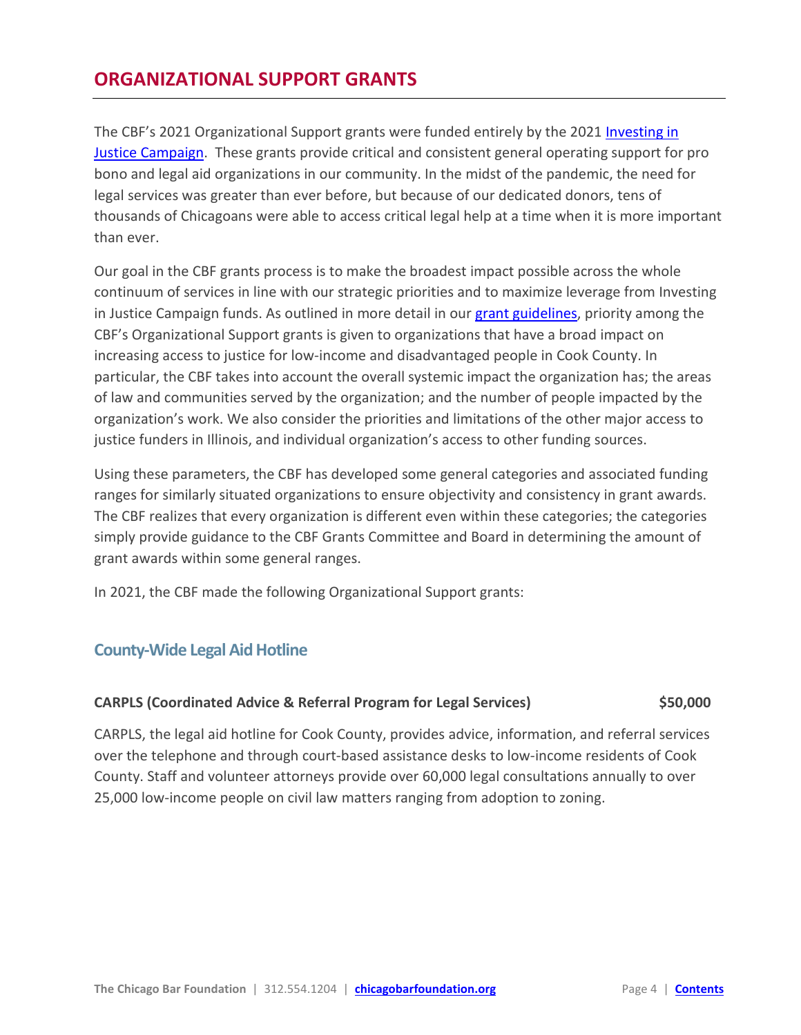## ORGANIZATIONAL SUPPORT GRANTS

The CBF's 2021 Organizational Support grants were funded entirely by the 2021 Investing in Justice Campaign. These grants provide critical and consistent general operating support for pro bono and legal aid organizations in our community. In the midst of the pandemic, the need for legal services was greater than ever before, but because of our dedicated donors, tens of thousands of Chicagoans were able to access critical legal help at a time when it is more important than ever.

Our goal in the CBF grants process is to make the broadest impact possible across the whole continuum of services in line with our strategic priorities and to maximize leverage from Investing in Justice Campaign funds. As outlined in more detail in our grant guidelines, priority among the CBF's Organizational Support grants is given to organizations that have a broad impact on increasing access to justice for low-income and disadvantaged people in Cook County. In particular, the CBF takes into account the overall systemic impact the organization has; the areas of law and communities served by the organization; and the number of people impacted by the organization's work. We also consider the priorities and limitations of the other major access to justice funders in Illinois, and individual organization's access to other funding sources.

Using these parameters, the CBF has developed some general categories and associated funding ranges for similarly situated organizations to ensure objectivity and consistency in grant awards. The CBF realizes that every organization is different even within these categories; the categories simply provide guidance to the CBF Grants Committee and Board in determining the amount of grant awards within some general ranges.

In 2021, the CBF made the following Organizational Support grants:

### County-Wide Legal Aid Hotline

**CARPLS (Coordinated Advice & Referral Program for Legal Services) $50,000**

CARPLS, the legal aid hotline for Cook County, provides advice, information, and referral services over the telephone and through court-based assistance desks to low-income residents of Cook County. Staff and volunteer attorneys provide over 60,000 legal consultations annually to over 25,000 low-income people on civil law matters ranging from adoption to zoning.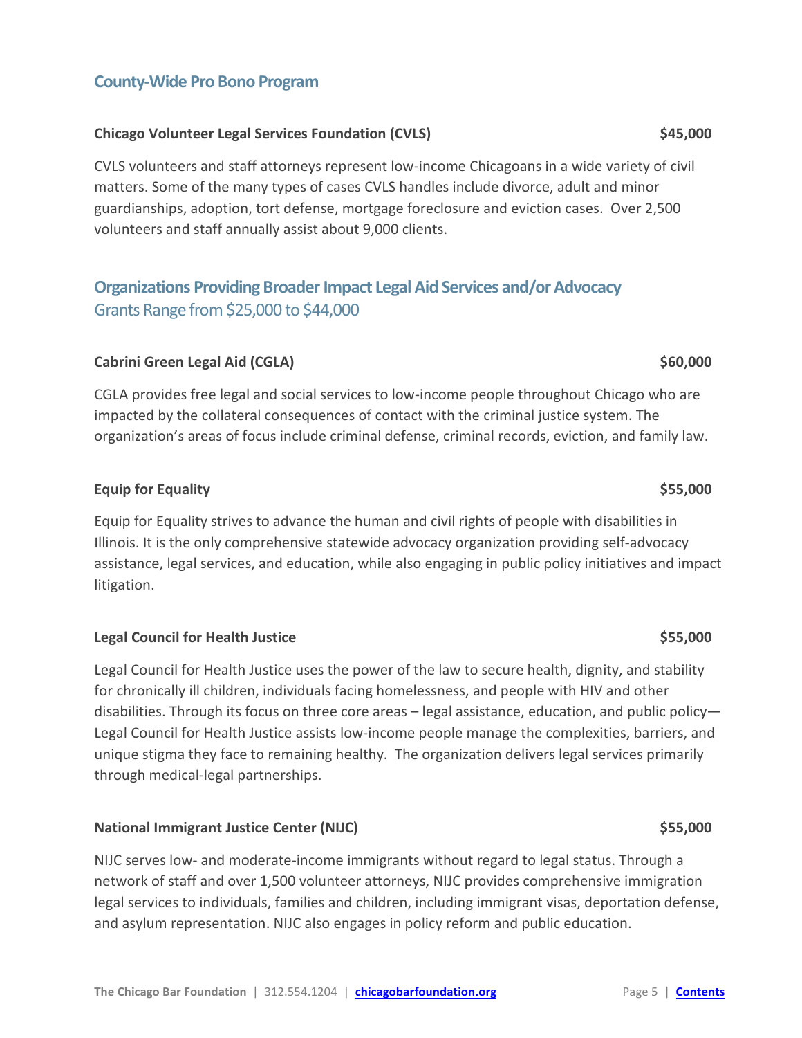## County-Wide Pro Bono Program

**Chicago Volunteer Legal Services Foundation (CVLS)** **$45,000**

CVLS volunteers and staff attorneys represent low-income Chicagoans in a wide variety of civil matters. Some of the many types of cases CVLS handles include divorce, adult and minor guardianships, adoption, tort defense, mortgage foreclosure and eviction cases. Over 2,500 volunteers and staff annually assist about 9,000 clients.

## Organizations Providing Broader Impact Legal Aid Services and/or Advocacy

Grants Range from $25,000 to $44,000

**Cabrini Green Legal Aid (CGLA)** **$60,000**

CGLA provides free legal and social services to low-income people throughout Chicago who are impacted by the collateral consequences of contact with the criminal justice system. The organization's areas of focus include criminal defense, criminal records, eviction, and family law.

**Equip for Equality** **$55,000**

Equip for Equality strives to advance the human and civil rights of people with disabilities in Illinois. It is the only comprehensive statewide advocacy organization providing self-advocacy assistance, legal services, and education, while also engaging in public policy initiatives and impact litigation.

**Legal Council for Health Justice** **$55,000**

Legal Council for Health Justice uses the power of the law to secure health, dignity, and stability for chronically ill children, individuals facing homelessness, and people with HIV and other disabilities. Through its focus on three core areas – legal assistance, education, and public policy—Legal Council for Health Justice assists low-income people manage the complexities, barriers, and unique stigma they face to remaining healthy. The organization delivers legal services primarily through medical-legal partnerships.

**National Immigrant Justice Center (NIJC)** **$55,000**

NIJC serves low- and moderate-income immigrants without regard to legal status. Through a network of staff and over 1,500 volunteer attorneys, NIJC provides comprehensive immigration legal services to individuals, families and children, including immigrant visas, deportation defense, and asylum representation. NIJC also engages in policy reform and public education.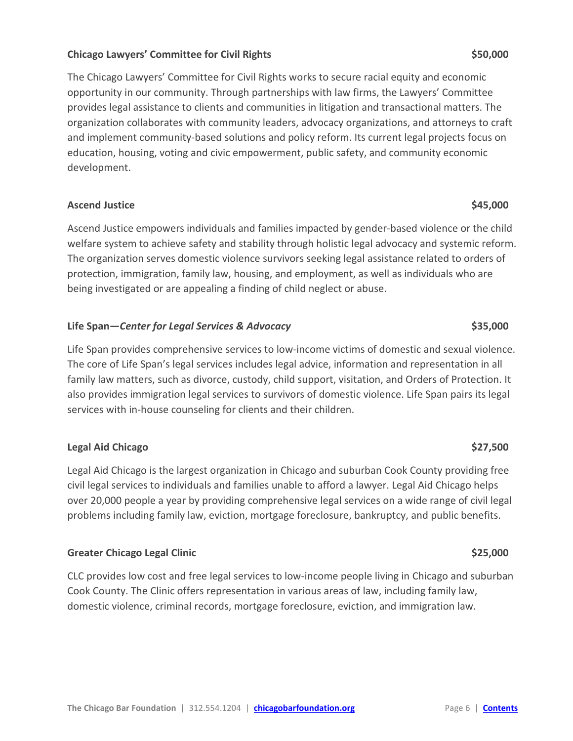**Chicago Lawyers' Committee for Civil Rights** **$50,000**

The Chicago Lawyers' Committee for Civil Rights works to secure racial equity and economic opportunity in our community. Through partnerships with law firms, the Lawyers' Committee provides legal assistance to clients and communities in litigation and transactional matters. The organization collaborates with community leaders, advocacy organizations, and attorneys to craft and implement community-based solutions and policy reform. Its current legal projects focus on education, housing, voting and civic empowerment, public safety, and community economic development.

**Ascend Justice** **$45,000**

Ascend Justice empowers individuals and families impacted by gender-based violence or the child welfare system to achieve safety and stability through holistic legal advocacy and systemic reform. The organization serves domestic violence survivors seeking legal assistance related to orders of protection, immigration, family law, housing, and employment, as well as individuals who are being investigated or are appealing a finding of child neglect or abuse.

**Life Span—*Center for Legal Services & Advocacy*** **$35,000**

Life Span provides comprehensive services to low-income victims of domestic and sexual violence. The core of Life Span's legal services includes legal advice, information and representation in all family law matters, such as divorce, custody, child support, visitation, and Orders of Protection. It also provides immigration legal services to survivors of domestic violence. Life Span pairs its legal services with in-house counseling for clients and their children.

**Legal Aid Chicago** **$27,500**

Legal Aid Chicago is the largest organization in Chicago and suburban Cook County providing free civil legal services to individuals and families unable to afford a lawyer. Legal Aid Chicago helps over 20,000 people a year by providing comprehensive legal services on a wide range of civil legal problems including family law, eviction, mortgage foreclosure, bankruptcy, and public benefits.

**Greater Chicago Legal Clinic** **$25,000**

CLC provides low cost and free legal services to low-income people living in Chicago and suburban Cook County. The Clinic offers representation in various areas of law, including family law, domestic violence, criminal records, mortgage foreclosure, eviction, and immigration law.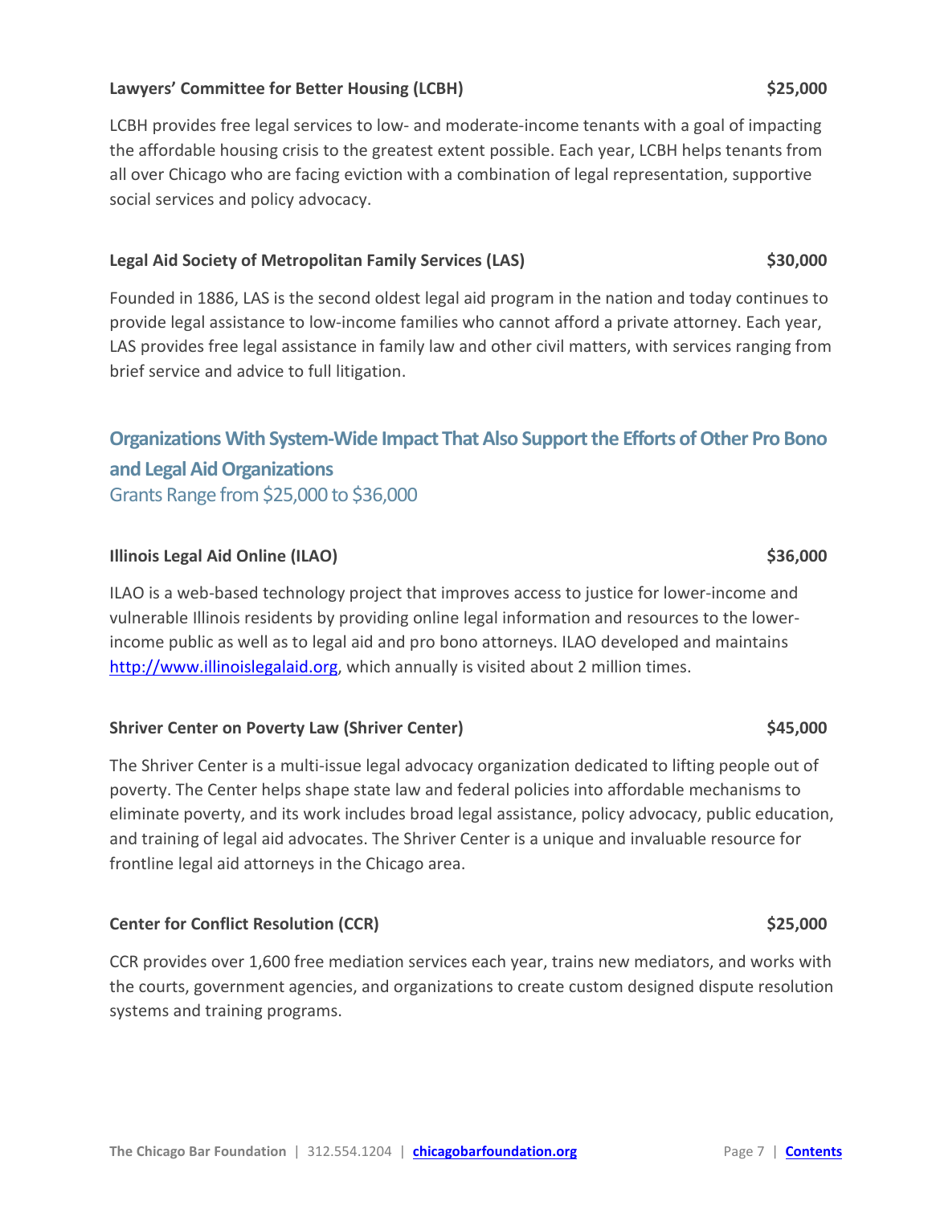**Lawyers' Committee for Better Housing (LCBH)** **$25,000**

LCBH provides free legal services to low- and moderate-income tenants with a goal of impacting the affordable housing crisis to the greatest extent possible. Each year, LCBH helps tenants from all over Chicago who are facing eviction with a combination of legal representation, supportive social services and policy advocacy.

**Legal Aid Society of Metropolitan Family Services (LAS)** **$30,000**

Founded in 1886, LAS is the second oldest legal aid program in the nation and today continues to provide legal assistance to low-income families who cannot afford a private attorney. Each year, LAS provides free legal assistance in family law and other civil matters, with services ranging from brief service and advice to full litigation.

## Organizations With System-Wide Impact That Also Support the Efforts of Other Pro Bono and Legal Aid Organizations

Grants Range from $25,000 to $36,000

**Illinois Legal Aid Online (ILAO)** **$36,000**

ILAO is a web-based technology project that improves access to justice for lower-income and vulnerable Illinois residents by providing online legal information and resources to the lower-income public as well as to legal aid and pro bono attorneys. ILAO developed and maintains http://www.illinoislegalaid.org, which annually is visited about 2 million times.

**Shriver Center on Poverty Law (Shriver Center)** **$45,000**

The Shriver Center is a multi-issue legal advocacy organization dedicated to lifting people out of poverty. The Center helps shape state law and federal policies into affordable mechanisms to eliminate poverty, and its work includes broad legal assistance, policy advocacy, public education, and training of legal aid advocates. The Shriver Center is a unique and invaluable resource for frontline legal aid attorneys in the Chicago area.

**Center for Conflict Resolution (CCR)** **$25,000**

CCR provides over 1,600 free mediation services each year, trains new mediators, and works with the courts, government agencies, and organizations to create custom designed dispute resolution systems and training programs.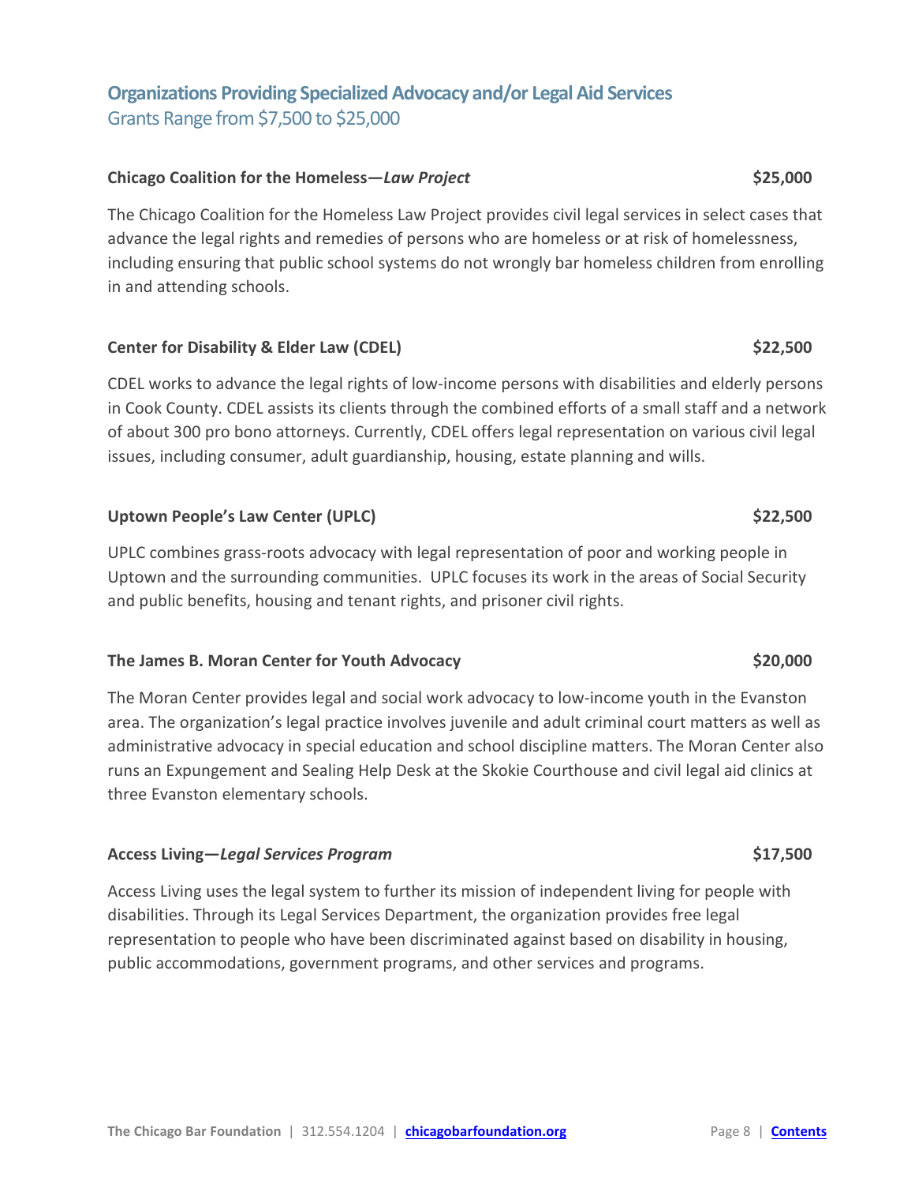## Organizations Providing Specialized Advocacy and/or Legal Aid Services

Grants Range from $7,500 to $25,000

**Chicago Coalition for the Homeless—*Law Project*** **$25,000**

The Chicago Coalition for the Homeless Law Project provides civil legal services in select cases that advance the legal rights and remedies of persons who are homeless or at risk of homelessness, including ensuring that public school systems do not wrongly bar homeless children from enrolling in and attending schools.

**Center for Disability & Elder Law (CDEL)** **$22,500**

CDEL works to advance the legal rights of low-income persons with disabilities and elderly persons in Cook County. CDEL assists its clients through the combined efforts of a small staff and a network of about 300 pro bono attorneys. Currently, CDEL offers legal representation on various civil legal issues, including consumer, adult guardianship, housing, estate planning and wills.

**Uptown People's Law Center (UPLC)** **$22,500**

UPLC combines grass-roots advocacy with legal representation of poor and working people in Uptown and the surrounding communities. UPLC focuses its work in the areas of Social Security and public benefits, housing and tenant rights, and prisoner civil rights.

**The James B. Moran Center for Youth Advocacy** **$20,000**

The Moran Center provides legal and social work advocacy to low-income youth in the Evanston area. The organization's legal practice involves juvenile and adult criminal court matters as well as administrative advocacy in special education and school discipline matters. The Moran Center also runs an Expungement and Sealing Help Desk at the Skokie Courthouse and civil legal aid clinics at three Evanston elementary schools.

**Access Living—*Legal Services Program*** **$17,500**

Access Living uses the legal system to further its mission of independent living for people with disabilities. Through its Legal Services Department, the organization provides free legal representation to people who have been discriminated against based on disability in housing, public accommodations, government programs, and other services and programs.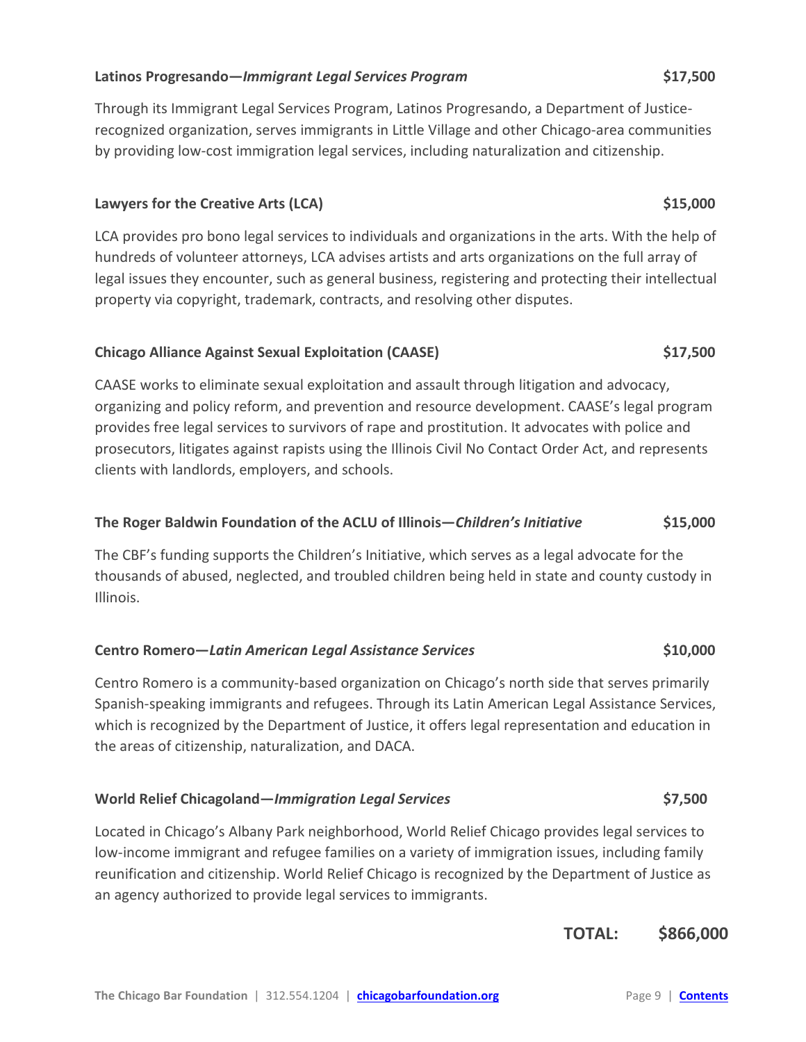**Latinos Progresando—*Immigrant Legal Services Program*** **$17,500**

Through its Immigrant Legal Services Program, Latinos Progresando, a Department of Justice-recognized organization, serves immigrants in Little Village and other Chicago-area communities by providing low-cost immigration legal services, including naturalization and citizenship.

**Lawyers for the Creative Arts (LCA)** **$15,000**

LCA provides pro bono legal services to individuals and organizations in the arts. With the help of hundreds of volunteer attorneys, LCA advises artists and arts organizations on the full array of legal issues they encounter, such as general business, registering and protecting their intellectual property via copyright, trademark, contracts, and resolving other disputes.

**Chicago Alliance Against Sexual Exploitation (CAASE)** **$17,500**

CAASE works to eliminate sexual exploitation and assault through litigation and advocacy, organizing and policy reform, and prevention and resource development. CAASE's legal program provides free legal services to survivors of rape and prostitution. It advocates with police and prosecutors, litigates against rapists using the Illinois Civil No Contact Order Act, and represents clients with landlords, employers, and schools.

**The Roger Baldwin Foundation of the ACLU of Illinois—*Children's Initiative*** **$15,000**

The CBF's funding supports the Children's Initiative, which serves as a legal advocate for the thousands of abused, neglected, and troubled children being held in state and county custody in Illinois.

**Centro Romero—*Latin American Legal Assistance Services*** **$10,000**

Centro Romero is a community-based organization on Chicago's north side that serves primarily Spanish-speaking immigrants and refugees. Through its Latin American Legal Assistance Services, which is recognized by the Department of Justice, it offers legal representation and education in the areas of citizenship, naturalization, and DACA.

**World Relief Chicagoland—*Immigration Legal Services*** **$7,500**

Located in Chicago's Albany Park neighborhood, World Relief Chicago provides legal services to low-income immigrant and refugee families on a variety of immigration issues, including family reunification and citizenship. World Relief Chicago is recognized by the Department of Justice as an agency authorized to provide legal services to immigrants.

**TOTAL: $866,000**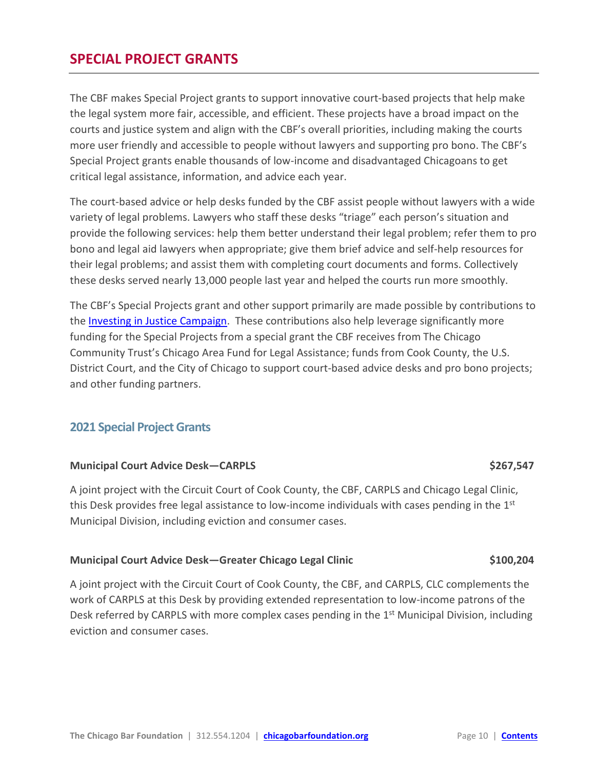## SPECIAL PROJECT GRANTS

The CBF makes Special Project grants to support innovative court-based projects that help make the legal system more fair, accessible, and efficient. These projects have a broad impact on the courts and justice system and align with the CBF's overall priorities, including making the courts more user friendly and accessible to people without lawyers and supporting pro bono. The CBF's Special Project grants enable thousands of low-income and disadvantaged Chicagoans to get critical legal assistance, information, and advice each year.

The court-based advice or help desks funded by the CBF assist people without lawyers with a wide variety of legal problems. Lawyers who staff these desks "triage" each person's situation and provide the following services: help them better understand their legal problem; refer them to pro bono and legal aid lawyers when appropriate; give them brief advice and self-help resources for their legal problems; and assist them with completing court documents and forms. Collectively these desks served nearly 13,000 people last year and helped the courts run more smoothly.

The CBF's Special Projects grant and other support primarily are made possible by contributions to the Investing in Justice Campaign. These contributions also help leverage significantly more funding for the Special Projects from a special grant the CBF receives from The Chicago Community Trust's Chicago Area Fund for Legal Assistance; funds from Cook County, the U.S. District Court, and the City of Chicago to support court-based advice desks and pro bono projects; and other funding partners.

### 2021 Special Project Grants

**Municipal Court Advice Desk—CARPLS** **$267,547**

A joint project with the Circuit Court of Cook County, the CBF, CARPLS and Chicago Legal Clinic, this Desk provides free legal assistance to low-income individuals with cases pending in the 1st Municipal Division, including eviction and consumer cases.

**Municipal Court Advice Desk—Greater Chicago Legal Clinic** **$100,204**

A joint project with the Circuit Court of Cook County, the CBF, and CARPLS, CLC complements the work of CARPLS at this Desk by providing extended representation to low-income patrons of the Desk referred by CARPLS with more complex cases pending in the 1st Municipal Division, including eviction and consumer cases.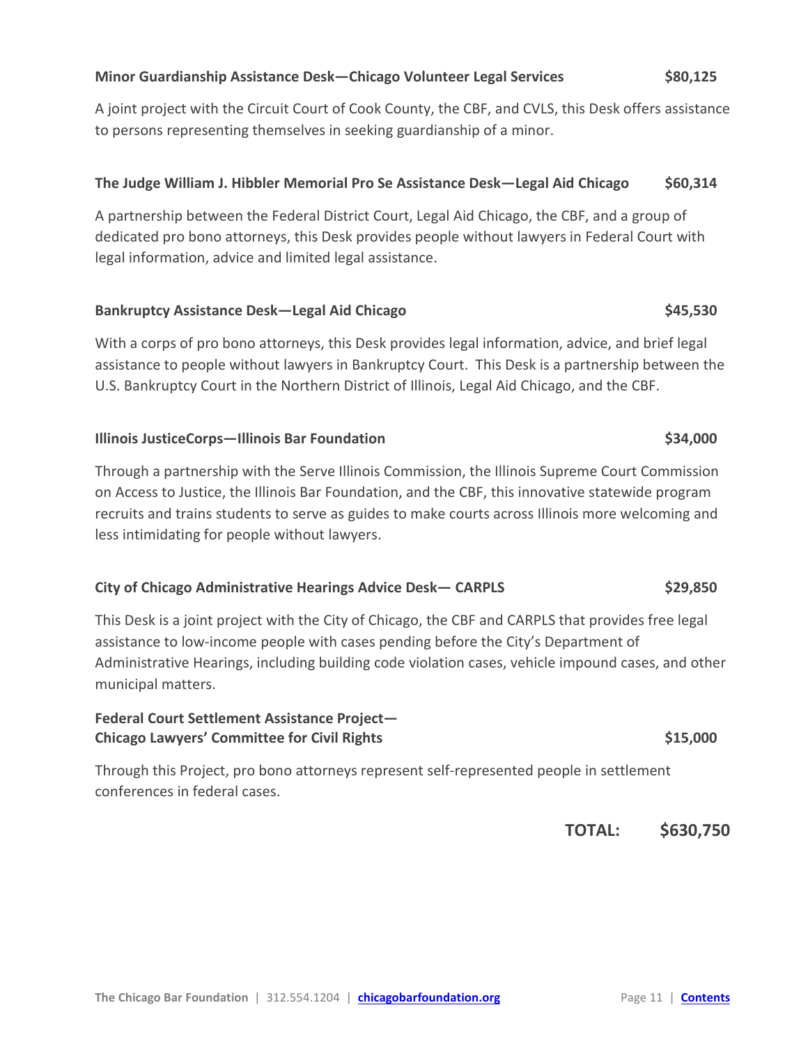**Minor Guardianship Assistance Desk—Chicago Volunteer Legal Services** **$80,125**

A joint project with the Circuit Court of Cook County, the CBF, and CVLS, this Desk offers assistance to persons representing themselves in seeking guardianship of a minor.

**The Judge William J. Hibbler Memorial Pro Se Assistance Desk—Legal Aid Chicago** **$60,314**

A partnership between the Federal District Court, Legal Aid Chicago, the CBF, and a group of dedicated pro bono attorneys, this Desk provides people without lawyers in Federal Court with legal information, advice and limited legal assistance.

**Bankruptcy Assistance Desk—Legal Aid Chicago** **$45,530**

With a corps of pro bono attorneys, this Desk provides legal information, advice, and brief legal assistance to people without lawyers in Bankruptcy Court. This Desk is a partnership between the U.S. Bankruptcy Court in the Northern District of Illinois, Legal Aid Chicago, and the CBF.

**Illinois JusticeCorps—Illinois Bar Foundation** **$34,000**

Through a partnership with the Serve Illinois Commission, the Illinois Supreme Court Commission on Access to Justice, the Illinois Bar Foundation, and the CBF, this innovative statewide program recruits and trains students to serve as guides to make courts across Illinois more welcoming and less intimidating for people without lawyers.

**City of Chicago Administrative Hearings Advice Desk— CARPLS** **$29,850**

This Desk is a joint project with the City of Chicago, the CBF and CARPLS that provides free legal assistance to low-income people with cases pending before the City's Department of Administrative Hearings, including building code violation cases, vehicle impound cases, and other municipal matters.

**Federal Court Settlement Assistance Project—**
**Chicago Lawyers' Committee for Civil Rights** **$15,000**

Through this Project, pro bono attorneys represent self-represented people in settlement conferences in federal cases.

**TOTAL: $630,750**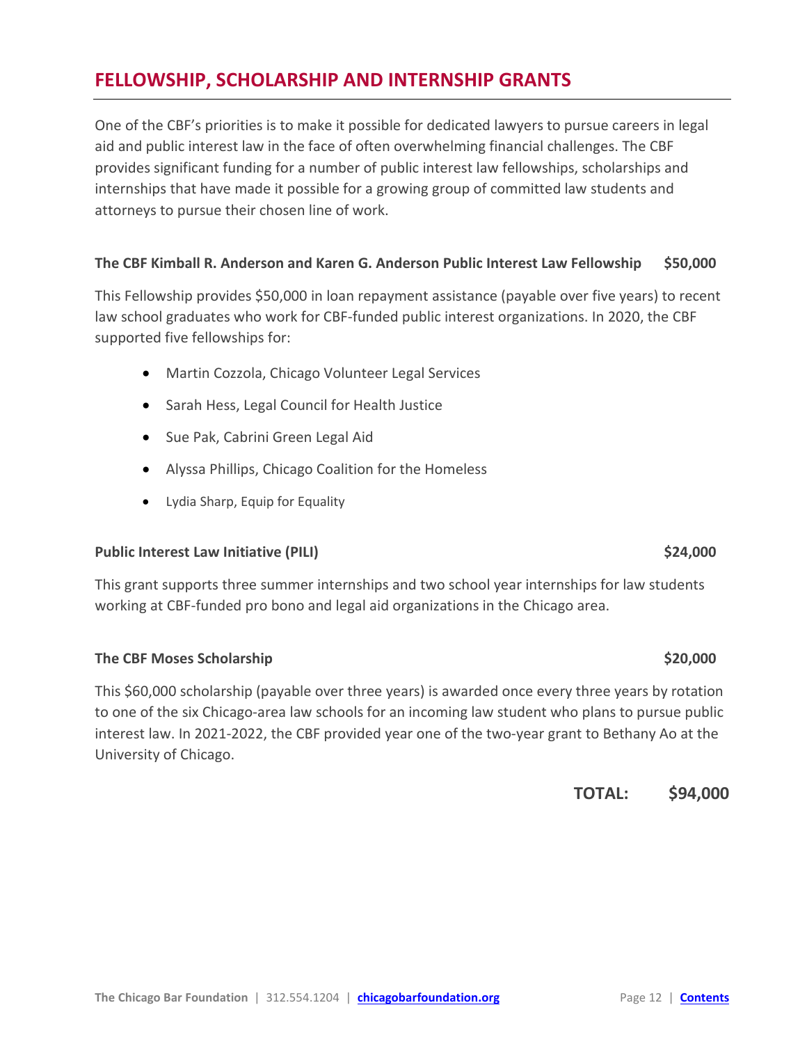## FELLOWSHIP, SCHOLARSHIP AND INTERNSHIP GRANTS

One of the CBF's priorities is to make it possible for dedicated lawyers to pursue careers in legal aid and public interest law in the face of often overwhelming financial challenges. The CBF provides significant funding for a number of public interest law fellowships, scholarships and internships that have made it possible for a growing group of committed law students and attorneys to pursue their chosen line of work.

**The CBF Kimball R. Anderson and Karen G. Anderson Public Interest Law Fellowship** **$50,000**

This Fellowship provides $50,000 in loan repayment assistance (payable over five years) to recent law school graduates who work for CBF-funded public interest organizations. In 2020, the CBF supported five fellowships for:

- Martin Cozzola, Chicago Volunteer Legal Services
- Sarah Hess, Legal Council for Health Justice
- Sue Pak, Cabrini Green Legal Aid
- Alyssa Phillips, Chicago Coalition for the Homeless
- Lydia Sharp, Equip for Equality

**Public Interest Law Initiative (PILI)** **$24,000**

This grant supports three summer internships and two school year internships for law students working at CBF-funded pro bono and legal aid organizations in the Chicago area.

**The CBF Moses Scholarship** **$20,000**

This $60,000 scholarship (payable over three years) is awarded once every three years by rotation to one of the six Chicago-area law schools for an incoming law student who plans to pursue public interest law. In 2021-2022, the CBF provided year one of the two-year grant to Bethany Ao at the University of Chicago.

**TOTAL: $94,000**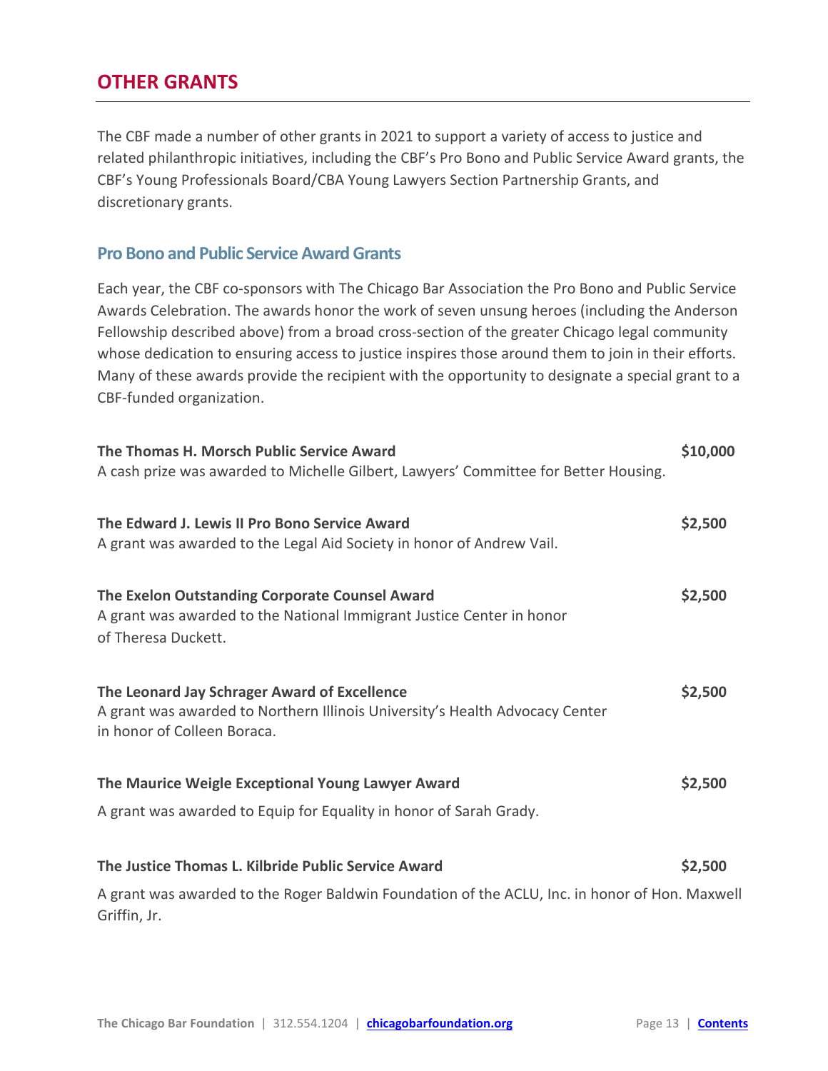## OTHER GRANTS

The CBF made a number of other grants in 2021 to support a variety of access to justice and related philanthropic initiatives, including the CBF's Pro Bono and Public Service Award grants, the CBF's Young Professionals Board/CBA Young Lawyers Section Partnership Grants, and discretionary grants.

### Pro Bono and Public Service Award Grants

Each year, the CBF co-sponsors with The Chicago Bar Association the Pro Bono and Public Service Awards Celebration. The awards honor the work of seven unsung heroes (including the Anderson Fellowship described above) from a broad cross-section of the greater Chicago legal community whose dedication to ensuring access to justice inspires those around them to join in their efforts. Many of these awards provide the recipient with the opportunity to designate a special grant to a CBF-funded organization.

**The Thomas H. Morsch Public Service Award** — **$10,000**
A cash prize was awarded to Michelle Gilbert, Lawyers' Committee for Better Housing.

**The Edward J. Lewis II Pro Bono Service Award** — **$2,500**
A grant was awarded to the Legal Aid Society in honor of Andrew Vail.

**The Exelon Outstanding Corporate Counsel Award** — **$2,500**
A grant was awarded to the National Immigrant Justice Center in honor of Theresa Duckett.

**The Leonard Jay Schrager Award of Excellence** — **$2,500**
A grant was awarded to Northern Illinois University's Health Advocacy Center in honor of Colleen Boraca.

**The Maurice Weigle Exceptional Young Lawyer Award** — **$2,500**
A grant was awarded to Equip for Equality in honor of Sarah Grady.

**The Justice Thomas L. Kilbride Public Service Award** — **$2,500**
A grant was awarded to the Roger Baldwin Foundation of the ACLU, Inc. in honor of Hon. Maxwell Griffin, Jr.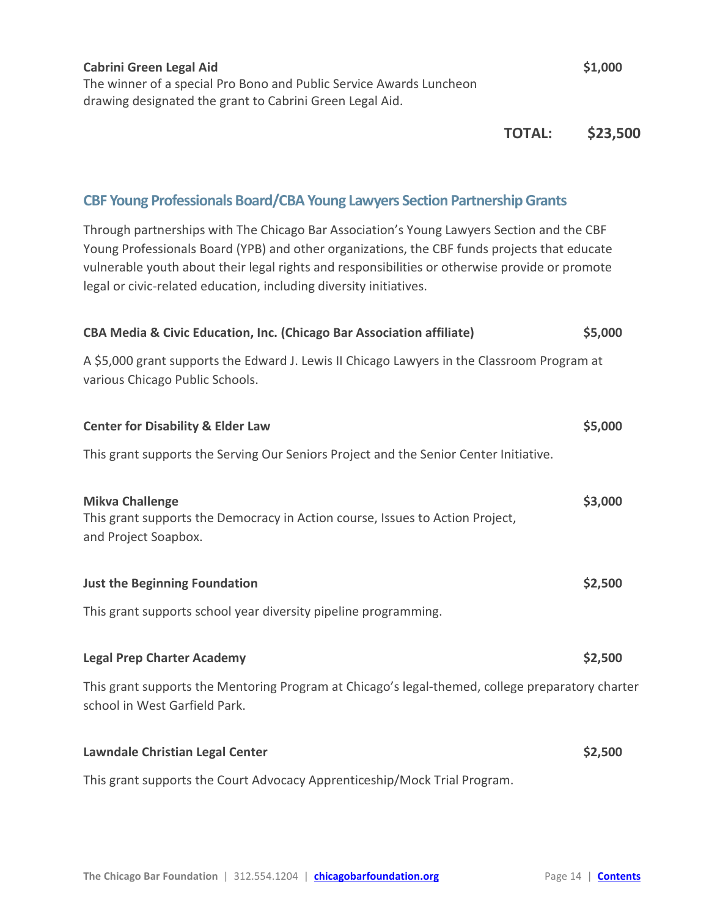**Cabrini Green Legal Aid** **$1,000**

The winner of a special Pro Bono and Public Service Awards Luncheon drawing designated the grant to Cabrini Green Legal Aid.

**TOTAL: $23,500**

## CBF Young Professionals Board/CBA Young Lawyers Section Partnership Grants

Through partnerships with The Chicago Bar Association's Young Lawyers Section and the CBF Young Professionals Board (YPB) and other organizations, the CBF funds projects that educate vulnerable youth about their legal rights and responsibilities or otherwise provide or promote legal or civic-related education, including diversity initiatives.

**CBA Media & Civic Education, Inc. (Chicago Bar Association affiliate)** **$5,000**

A $5,000 grant supports the Edward J. Lewis II Chicago Lawyers in the Classroom Program at various Chicago Public Schools.

**Center for Disability & Elder Law** **$5,000**

This grant supports the Serving Our Seniors Project and the Senior Center Initiative.

**Mikva Challenge** **$3,000**

This grant supports the Democracy in Action course, Issues to Action Project, and Project Soapbox.

**Just the Beginning Foundation** **$2,500**

This grant supports school year diversity pipeline programming.

**Legal Prep Charter Academy** **$2,500**

This grant supports the Mentoring Program at Chicago's legal-themed, college preparatory charter school in West Garfield Park.

**Lawndale Christian Legal Center** **$2,500**

This grant supports the Court Advocacy Apprenticeship/Mock Trial Program.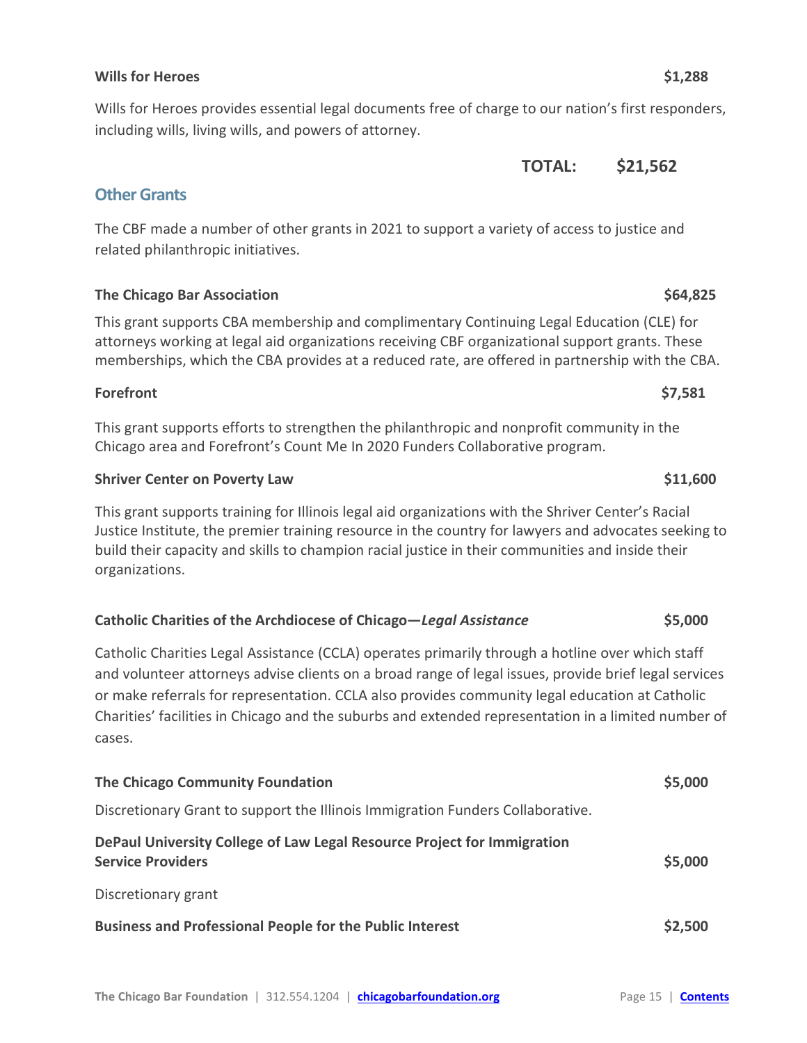**Wills for Heroes** **$1,288**

Wills for Heroes provides essential legal documents free of charge to our nation's first responders, including wills, living wills, and powers of attorney.

**TOTAL: $21,562**

## Other Grants

The CBF made a number of other grants in 2021 to support a variety of access to justice and related philanthropic initiatives.

**The Chicago Bar Association** **$64,825**

This grant supports CBA membership and complimentary Continuing Legal Education (CLE) for attorneys working at legal aid organizations receiving CBF organizational support grants. These memberships, which the CBA provides at a reduced rate, are offered in partnership with the CBA.

**Forefront** **$7,581**

This grant supports efforts to strengthen the philanthropic and nonprofit community in the Chicago area and Forefront's Count Me In 2020 Funders Collaborative program.

**Shriver Center on Poverty Law** **$11,600**

This grant supports training for Illinois legal aid organizations with the Shriver Center's Racial Justice Institute, the premier training resource in the country for lawyers and advocates seeking to build their capacity and skills to champion racial justice in their communities and inside their organizations.

**Catholic Charities of the Archdiocese of Chicago—*Legal Assistance*** **$5,000**

Catholic Charities Legal Assistance (CCLA) operates primarily through a hotline over which staff and volunteer attorneys advise clients on a broad range of legal issues, provide brief legal services or make referrals for representation. CCLA also provides community legal education at Catholic Charities' facilities in Chicago and the suburbs and extended representation in a limited number of cases.

**The Chicago Community Foundation** **$5,000**

Discretionary Grant to support the Illinois Immigration Funders Collaborative.

**DePaul University College of Law Legal Resource Project for Immigration Service Providers** **$5,000**

Discretionary grant

**Business and Professional People for the Public Interest** **$2,500**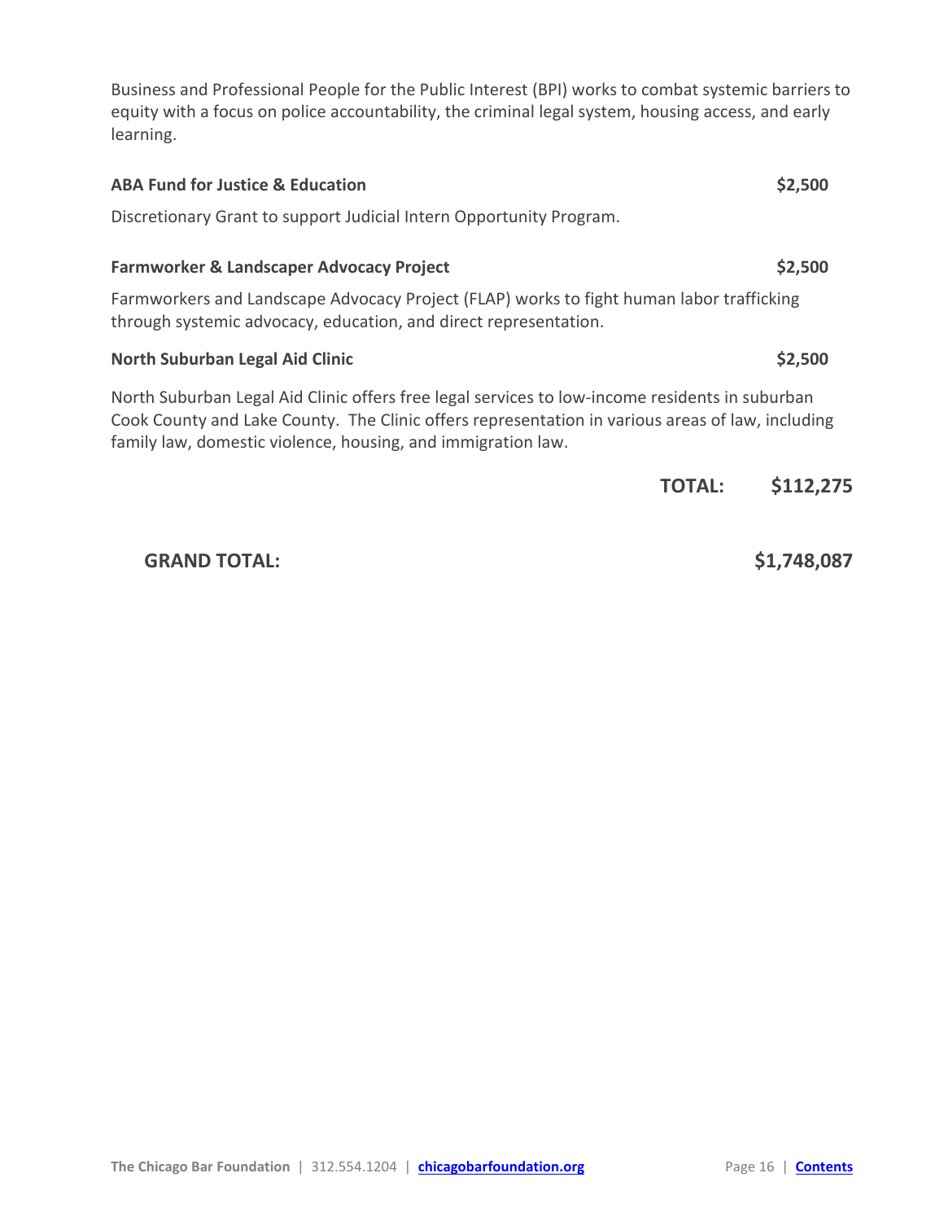Business and Professional People for the Public Interest (BPI) works to combat systemic barriers to equity with a focus on police accountability, the criminal legal system, housing access, and early learning.

**ABA Fund for Justice & Education** **$2,500**

Discretionary Grant to support Judicial Intern Opportunity Program.

**Farmworker & Landscaper Advocacy Project** **$2,500**

Farmworkers and Landscape Advocacy Project (FLAP) works to fight human labor trafficking through systemic advocacy, education, and direct representation.

**North Suburban Legal Aid Clinic** **$2,500**

North Suburban Legal Aid Clinic offers free legal services to low-income residents in suburban Cook County and Lake County. The Clinic offers representation in various areas of law, including family law, domestic violence, housing, and immigration law.

**TOTAL: $112,275**

**GRAND TOTAL: $1,748,087**